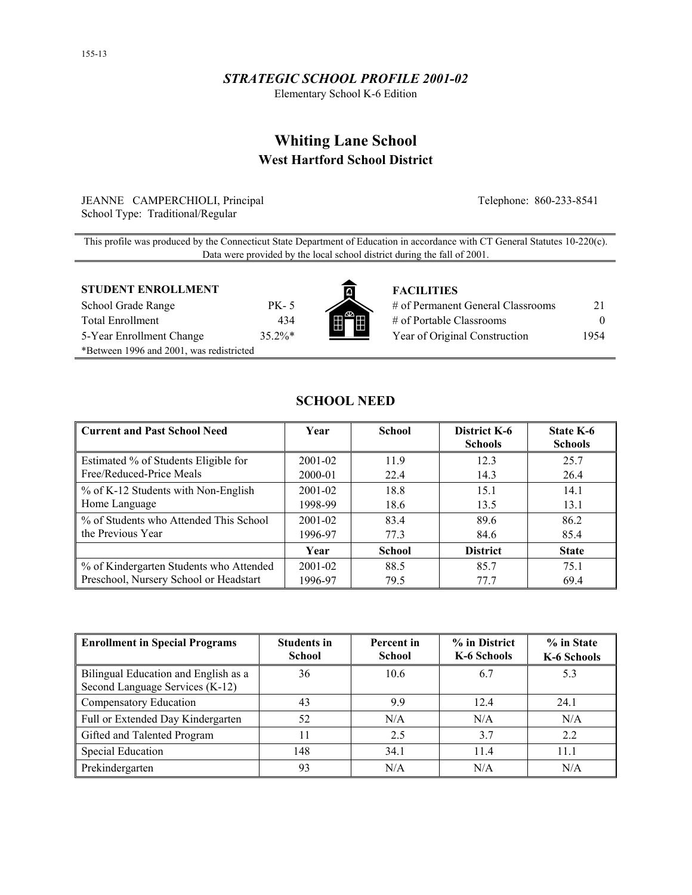155-13

### *STRATEGIC SCHOOL PROFILE 2001-02*

Elementary School K-6 Edition

# Whiting Lane School

## West Hartford School District

JEANNE CAMPERCHIOLI, Principal
School Type: Traditional/Regular

Telephone: 860-233-8541

This profile was produced by the Connecticut State Department of Education in accordance with CT General Statutes 10-220(c). Data were provided by the local school district during the fall of 2001.

**STUDENT ENROLLMENT**

| | |
|---|---|
| School Grade Range | PK- 5 |
| Total Enrollment | 434 |
| 5-Year Enrollment Change | 35.2%* |

*Between 1996 and 2001, was redistricted

**FACILITIES**

| | |
|---|---|
| # of Permanent General Classrooms | 21 |
| # of Portable Classrooms | 0 |
| Year of Original Construction | 1954 |

## SCHOOL NEED

| Current and Past School Need | Year | School | District K-6 Schools | State K-6 Schools |
|---|---|---|---|---|
| Estimated % of Students Eligible for Free/Reduced-Price Meals | 2001-02 | 11.9 | 12.3 | 25.7 |
| | 2000-01 | 22.4 | 14.3 | 26.4 |
| % of K-12 Students with Non-English Home Language | 2001-02 | 18.8 | 15.1 | 14.1 |
| | 1998-99 | 18.6 | 13.5 | 13.1 |
| % of Students who Attended This School the Previous Year | 2001-02 | 83.4 | 89.6 | 86.2 |
| | 1996-97 | 77.3 | 84.6 | 85.4 |
| | **Year** | **School** | **District** | **State** |
| % of Kindergarten Students who Attended Preschool, Nursery School or Headstart | 2001-02 | 88.5 | 85.7 | 75.1 |
| | 1996-97 | 79.5 | 77.7 | 69.4 |

| Enrollment in Special Programs | Students in School | Percent in School | % in District K-6 Schools | % in State K-6 Schools |
|---|---|---|---|---|
| Bilingual Education and English as a Second Language Services (K-12) | 36 | 10.6 | 6.7 | 5.3 |
| Compensatory Education | 43 | 9.9 | 12.4 | 24.1 |
| Full or Extended Day Kindergarten | 52 | N/A | N/A | N/A |
| Gifted and Talented Program | 11 | 2.5 | 3.7 | 2.2 |
| Special Education | 148 | 34.1 | 11.4 | 11.1 |
| Prekindergarten | 93 | N/A | N/A | N/A |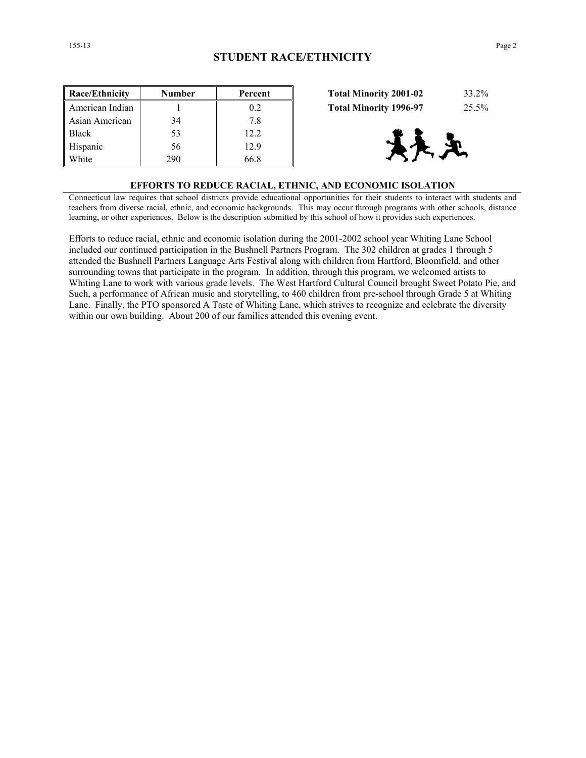## STUDENT RACE/ETHNICITY

| Race/Ethnicity | Number | Percent |
|---|---|---|
| American Indian | 1 | 0.2 |
| Asian American | 34 | 7.8 |
| Black | 53 | 12.2 |
| Hispanic | 56 | 12.9 |
| White | 290 | 66.8 |

| | |
|---|---|
| **Total Minority 2001-02** | 33.2% |
| **Total Minority 1996-97** | 25.5% |

### EFFORTS TO REDUCE RACIAL, ETHNIC, AND ECONOMIC ISOLATION

Connecticut law requires that school districts provide educational opportunities for their students to interact with students and teachers from diverse racial, ethnic, and economic backgrounds. This may occur through programs with other schools, distance learning, or other experiences. Below is the description submitted by this school of how it provides such experiences.

Efforts to reduce racial, ethnic and economic isolation during the 2001-2002 school year Whiting Lane School included our continued participation in the Bushnell Partners Program. The 302 children at grades 1 through 5 attended the Bushnell Partners Language Arts Festival along with children from Hartford, Bloomfield, and other surrounding towns that participate in the program. In addition, through this program, we welcomed artists to Whiting Lane to work with various grade levels. The West Hartford Cultural Council brought Sweet Potato Pie, and Such, a performance of African music and storytelling, to 460 children from pre-school through Grade 5 at Whiting Lane. Finally, the PTO sponsored A Taste of Whiting Lane, which strives to recognize and celebrate the diversity within our own building. About 200 of our families attended this evening event.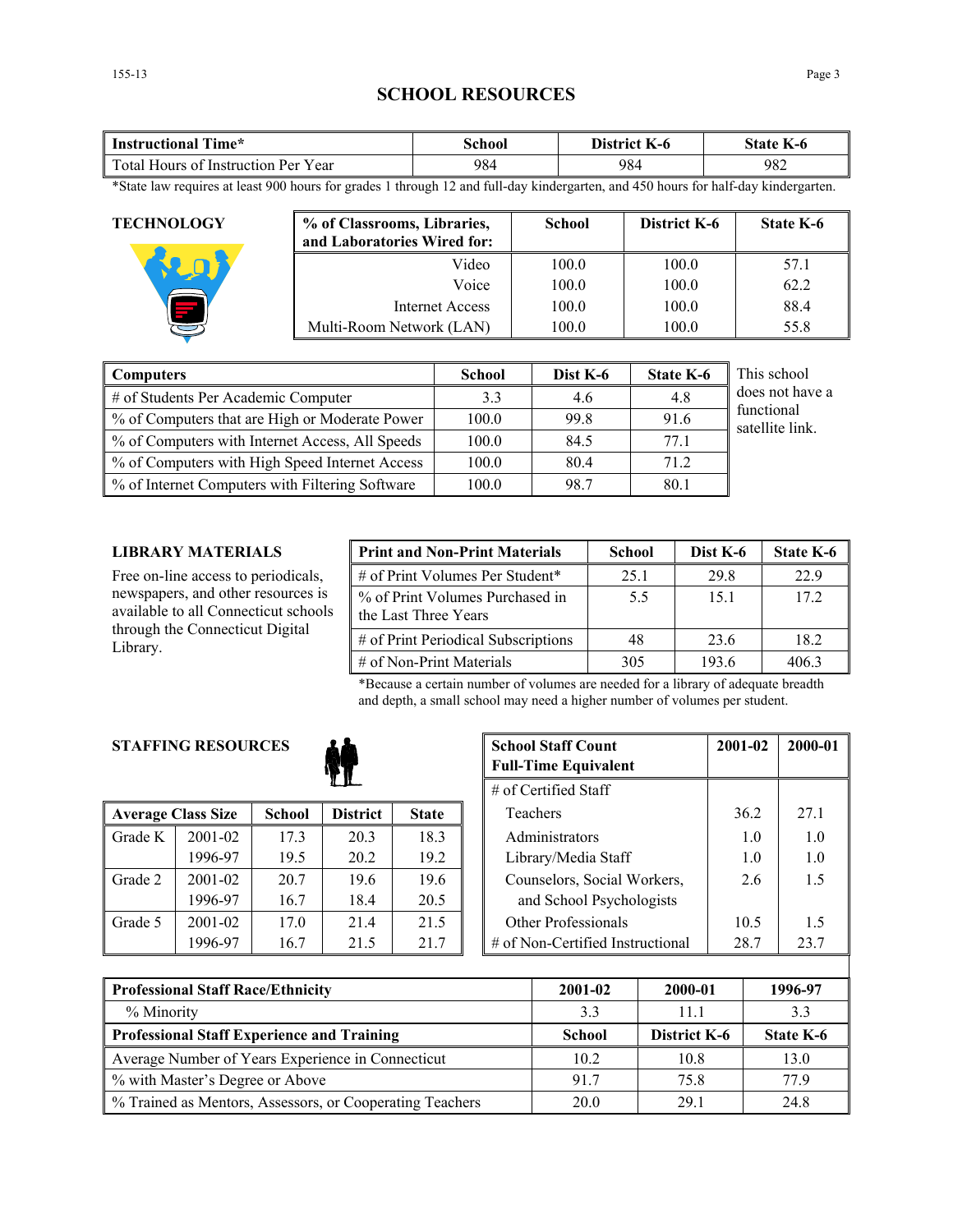# SCHOOL RESOURCES

| Instructional Time* | School | District K-6 | State K-6 |
|---|---|---|---|
| Total Hours of Instruction Per Year | 984 | 984 | 982 |

*State law requires at least 900 hours for grades 1 through 12 and full-day kindergarten, and 450 hours for half-day kindergarten.

## TECHNOLOGY

| % of Classrooms, Libraries, and Laboratories Wired for: | School | District K-6 | State K-6 |
|---|---|---|---|
| Video | 100.0 | 100.0 | 57.1 |
| Voice | 100.0 | 100.0 | 62.2 |
| Internet Access | 100.0 | 100.0 | 88.4 |
| Multi-Room Network (LAN) | 100.0 | 100.0 | 55.8 |

| Computers | School | Dist K-6 | State K-6 |
|---|---|---|---|
| # of Students Per Academic Computer | 3.3 | 4.6 | 4.8 |
| % of Computers that are High or Moderate Power | 100.0 | 99.8 | 91.6 |
| % of Computers with Internet Access, All Speeds | 100.0 | 84.5 | 77.1 |
| % of Computers with High Speed Internet Access | 100.0 | 80.4 | 71.2 |
| % of Internet Computers with Filtering Software | 100.0 | 98.7 | 80.1 |

This school does not have a functional satellite link.

## LIBRARY MATERIALS

Free on-line access to periodicals, newspapers, and other resources is available to all Connecticut schools through the Connecticut Digital Library.

| Print and Non-Print Materials | School | Dist K-6 | State K-6 |
|---|---|---|---|
| # of Print Volumes Per Student* | 25.1 | 29.8 | 22.9 |
| % of Print Volumes Purchased in the Last Three Years | 5.5 | 15.1 | 17.2 |
| # of Print Periodical Subscriptions | 48 | 23.6 | 18.2 |
| # of Non-Print Materials | 305 | 193.6 | 406.3 |

*Because a certain number of volumes are needed for a library of adequate breadth and depth, a small school may need a higher number of volumes per student.

## STAFFING RESOURCES

| Average Class Size | | School | District | State |
|---|---|---|---|---|
| Grade K | 2001-02 | 17.3 | 20.3 | 18.3 |
| | 1996-97 | 19.5 | 20.2 | 19.2 |
| Grade 2 | 2001-02 | 20.7 | 19.6 | 19.6 |
| | 1996-97 | 16.7 | 18.4 | 20.5 |
| Grade 5 | 2001-02 | 17.0 | 21.4 | 21.5 |
| | 1996-97 | 16.7 | 21.5 | 21.7 |

| School Staff Count Full-Time Equivalent | 2001-02 | 2000-01 |
|---|---|---|
| # of Certified Staff | | |
| Teachers | 36.2 | 27.1 |
| Administrators | 1.0 | 1.0 |
| Library/Media Staff | 1.0 | 1.0 |
| Counselors, Social Workers, and School Psychologists | 2.6 | 1.5 |
| Other Professionals | 10.5 | 1.5 |
| # of Non-Certified Instructional | 28.7 | 23.7 |

| Professional Staff Race/Ethnicity | 2001-02 | 2000-01 | 1996-97 |
|---|---|---|---|
| % Minority | 3.3 | 11.1 | 3.3 |
| **Professional Staff Experience and Training** | **School** | **District K-6** | **State K-6** |
| Average Number of Years Experience in Connecticut | 10.2 | 10.8 | 13.0 |
| % with Master's Degree or Above | 91.7 | 75.8 | 77.9 |
| % Trained as Mentors, Assessors, or Cooperating Teachers | 20.0 | 29.1 | 24.8 |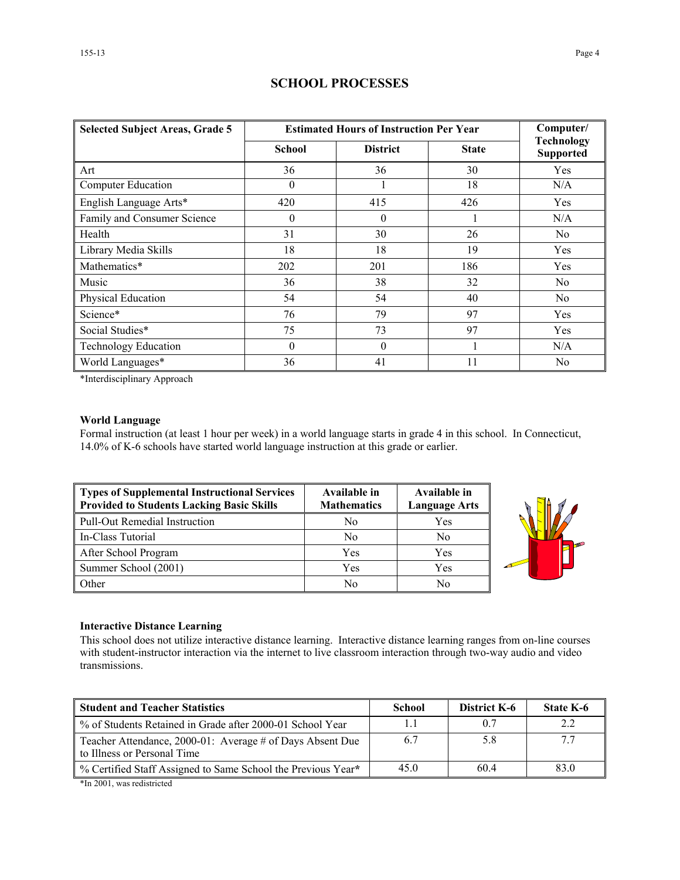# SCHOOL PROCESSES

| Selected Subject Areas, Grade 5 | Estimated Hours of Instruction Per Year | | | Computer/ Technology Supported |
|---|---|---|---|---|
| | School | District | State | |
| Art | 36 | 36 | 30 | Yes |
| Computer Education | 0 | 1 | 18 | N/A |
| English Language Arts* | 420 | 415 | 426 | Yes |
| Family and Consumer Science | 0 | 0 | 1 | N/A |
| Health | 31 | 30 | 26 | No |
| Library Media Skills | 18 | 18 | 19 | Yes |
| Mathematics* | 202 | 201 | 186 | Yes |
| Music | 36 | 38 | 32 | No |
| Physical Education | 54 | 54 | 40 | No |
| Science* | 76 | 79 | 97 | Yes |
| Social Studies* | 75 | 73 | 97 | Yes |
| Technology Education | 0 | 0 | 1 | N/A |
| World Languages* | 36 | 41 | 11 | No |

*Interdisciplinary Approach

**World Language**

Formal instruction (at least 1 hour per week) in a world language starts in grade 4 in this school. In Connecticut, 14.0% of K-6 schools have started world language instruction at this grade or earlier.

| Types of Supplemental Instructional Services Provided to Students Lacking Basic Skills | Available in Mathematics | Available in Language Arts |
|---|---|---|
| Pull-Out Remedial Instruction | No | Yes |
| In-Class Tutorial | No | No |
| After School Program | Yes | Yes |
| Summer School (2001) | Yes | Yes |
| Other | No | No |

**Interactive Distance Learning**

This school does not utilize interactive distance learning. Interactive distance learning ranges from on-line courses with student-instructor interaction via the internet to live classroom interaction through two-way audio and video transmissions.

| Student and Teacher Statistics | School | District K-6 | State K-6 |
|---|---|---|---|
| % of Students Retained in Grade after 2000-01 School Year | 1.1 | 0.7 | 2.2 |
| Teacher Attendance, 2000-01: Average # of Days Absent Due to Illness or Personal Time | 6.7 | 5.8 | 7.7 |
| % Certified Staff Assigned to Same School the Previous Year* | 45.0 | 60.4 | 83.0 |

*In 2001, was redistricted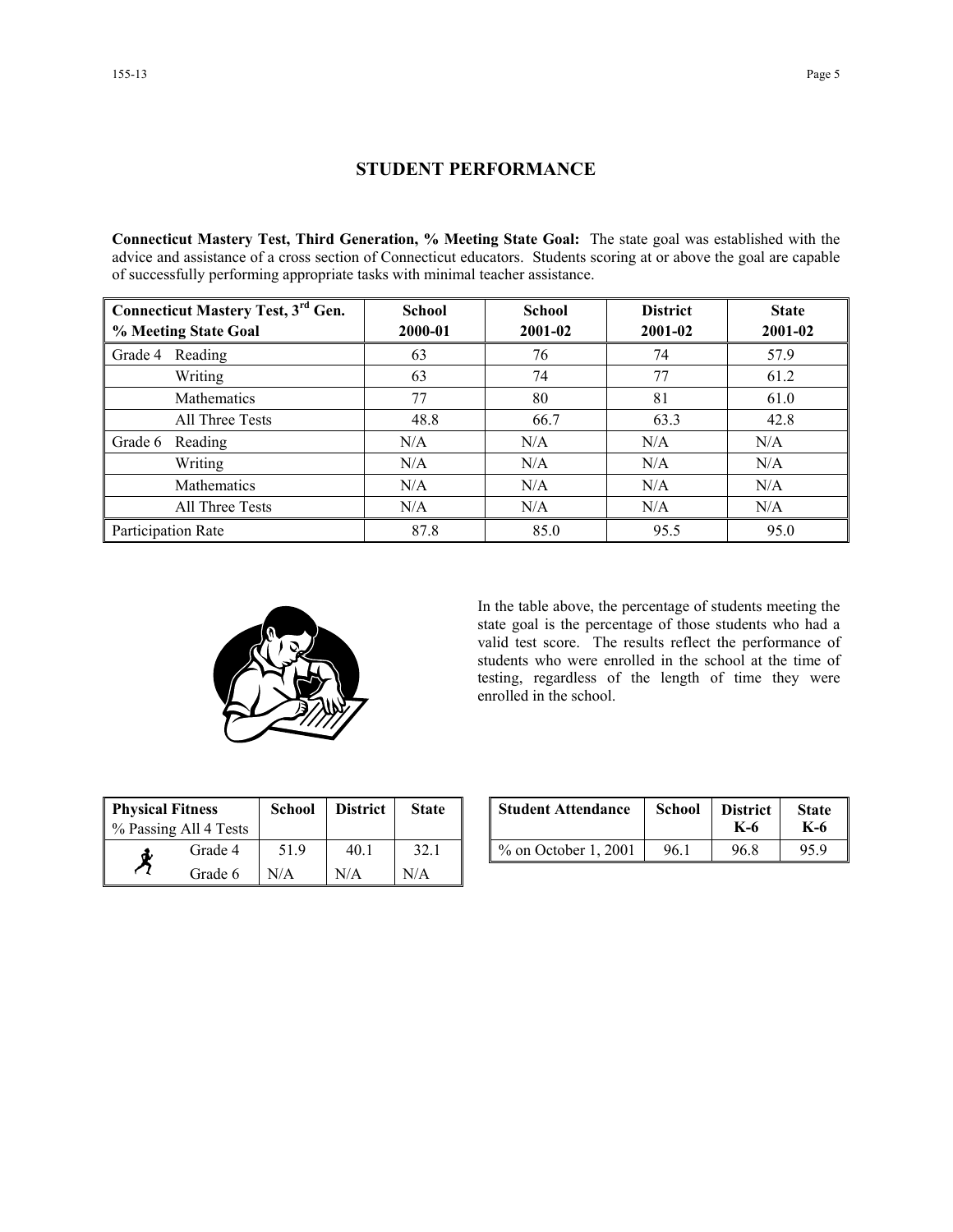## STUDENT PERFORMANCE

**Connecticut Mastery Test, Third Generation, % Meeting State Goal:** The state goal was established with the advice and assistance of a cross section of Connecticut educators. Students scoring at or above the goal are capable of successfully performing appropriate tasks with minimal teacher assistance.

| Connecticut Mastery Test, 3rd Gen. % Meeting State Goal | | School 2000-01 | School 2001-02 | District 2001-02 | State 2001-02 |
|---|---|---|---|---|---|
| Grade 4 | Reading | 63 | 76 | 74 | 57.9 |
| | Writing | 63 | 74 | 77 | 61.2 |
| | Mathematics | 77 | 80 | 81 | 61.0 |
| | All Three Tests | 48.8 | 66.7 | 63.3 | 42.8 |
| Grade 6 | Reading | N/A | N/A | N/A | N/A |
| | Writing | N/A | N/A | N/A | N/A |
| | Mathematics | N/A | N/A | N/A | N/A |
| | All Three Tests | N/A | N/A | N/A | N/A |
| Participation Rate | | 87.8 | 85.0 | 95.5 | 95.0 |

In the table above, the percentage of students meeting the state goal is the percentage of those students who had a valid test score. The results reflect the performance of students who were enrolled in the school at the time of testing, regardless of the length of time they were enrolled in the school.

| Physical Fitness % Passing All 4 Tests | School | District | State |
|---|---|---|---|
| Grade 4 | 51.9 | 40.1 | 32.1 |
| Grade 6 | N/A | N/A | N/A |

| Student Attendance | School | District K-6 | State K-6 |
|---|---|---|---|
| % on October 1, 2001 | 96.1 | 96.8 | 95.9 |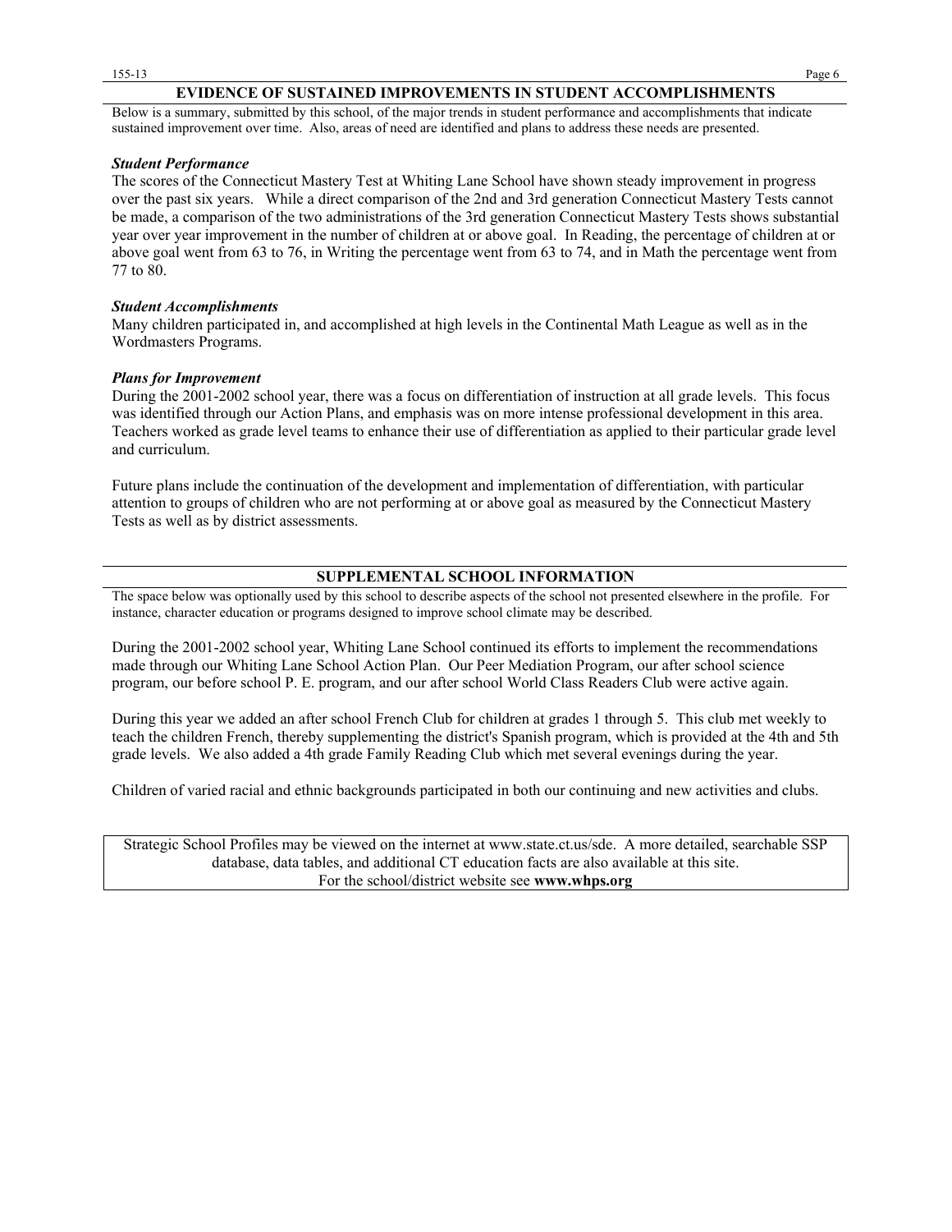## EVIDENCE OF SUSTAINED IMPROVEMENTS IN STUDENT ACCOMPLISHMENTS

Below is a summary, submitted by this school, of the major trends in student performance and accomplishments that indicate sustained improvement over time. Also, areas of need are identified and plans to address these needs are presented.

### *Student Performance*

The scores of the Connecticut Mastery Test at Whiting Lane School have shown steady improvement in progress over the past six years. While a direct comparison of the 2nd and 3rd generation Connecticut Mastery Tests cannot be made, a comparison of the two administrations of the 3rd generation Connecticut Mastery Tests shows substantial year over year improvement in the number of children at or above goal. In Reading, the percentage of children at or above goal went from 63 to 76, in Writing the percentage went from 63 to 74, and in Math the percentage went from 77 to 80.

### *Student Accomplishments*

Many children participated in, and accomplished at high levels in the Continental Math League as well as in the Wordmasters Programs.

### *Plans for Improvement*

During the 2001-2002 school year, there was a focus on differentiation of instruction at all grade levels. This focus was identified through our Action Plans, and emphasis was on more intense professional development in this area. Teachers worked as grade level teams to enhance their use of differentiation as applied to their particular grade level and curriculum.

Future plans include the continuation of the development and implementation of differentiation, with particular attention to groups of children who are not performing at or above goal as measured by the Connecticut Mastery Tests as well as by district assessments.

## SUPPLEMENTAL SCHOOL INFORMATION

The space below was optionally used by this school to describe aspects of the school not presented elsewhere in the profile. For instance, character education or programs designed to improve school climate may be described.

During the 2001-2002 school year, Whiting Lane School continued its efforts to implement the recommendations made through our Whiting Lane School Action Plan. Our Peer Mediation Program, our after school science program, our before school P. E. program, and our after school World Class Readers Club were active again.

During this year we added an after school French Club for children at grades 1 through 5. This club met weekly to teach the children French, thereby supplementing the district's Spanish program, which is provided at the 4th and 5th grade levels. We also added a 4th grade Family Reading Club which met several evenings during the year.

Children of varied racial and ethnic backgrounds participated in both our continuing and new activities and clubs.

Strategic School Profiles may be viewed on the internet at www.state.ct.us/sde. A more detailed, searchable SSP database, data tables, and additional CT education facts are also available at this site.
For the school/district website see **www.whps.org**